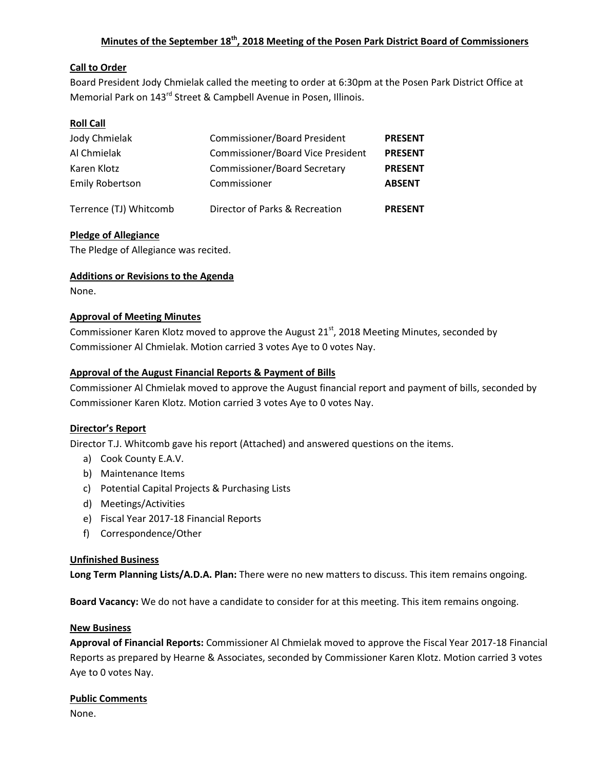# Minutes of the September 18th, 2018 Meeting of the Posen Park District Board of Commissioners

## Call to Order

Board President Jody Chmielak called the meeting to order at 6:30pm at the Posen Park District Office at Memorial Park on 143rd Street & Campbell Avenue in Posen, Illinois.

## Roll Call

| | | |
|---|---|---|
| Jody Chmielak | Commissioner/Board President | **PRESENT** |
| Al Chmielak | Commissioner/Board Vice President | **PRESENT** |
| Karen Klotz | Commissioner/Board Secretary | **PRESENT** |
| Emily Robertson | Commissioner | **ABSENT** |
| Terrence (TJ) Whitcomb | Director of Parks & Recreation | **PRESENT** |

## Pledge of Allegiance

The Pledge of Allegiance was recited.

## Additions or Revisions to the Agenda

None.

## Approval of Meeting Minutes

Commissioner Karen Klotz moved to approve the August 21st, 2018 Meeting Minutes, seconded by Commissioner Al Chmielak. Motion carried 3 votes Aye to 0 votes Nay.

## Approval of the August Financial Reports & Payment of Bills

Commissioner Al Chmielak moved to approve the August financial report and payment of bills, seconded by Commissioner Karen Klotz. Motion carried 3 votes Aye to 0 votes Nay.

## Director's Report

Director T.J. Whitcomb gave his report (Attached) and answered questions on the items.

a) Cook County E.A.V.
b) Maintenance Items
c) Potential Capital Projects & Purchasing Lists
d) Meetings/Activities
e) Fiscal Year 2017-18 Financial Reports
f) Correspondence/Other

## Unfinished Business

**Long Term Planning Lists/A.D.A. Plan:** There were no new matters to discuss. This item remains ongoing.

**Board Vacancy:** We do not have a candidate to consider for at this meeting. This item remains ongoing.

## New Business

**Approval of Financial Reports:** Commissioner Al Chmielak moved to approve the Fiscal Year 2017-18 Financial Reports as prepared by Hearne & Associates, seconded by Commissioner Karen Klotz. Motion carried 3 votes Aye to 0 votes Nay.

## Public Comments

None.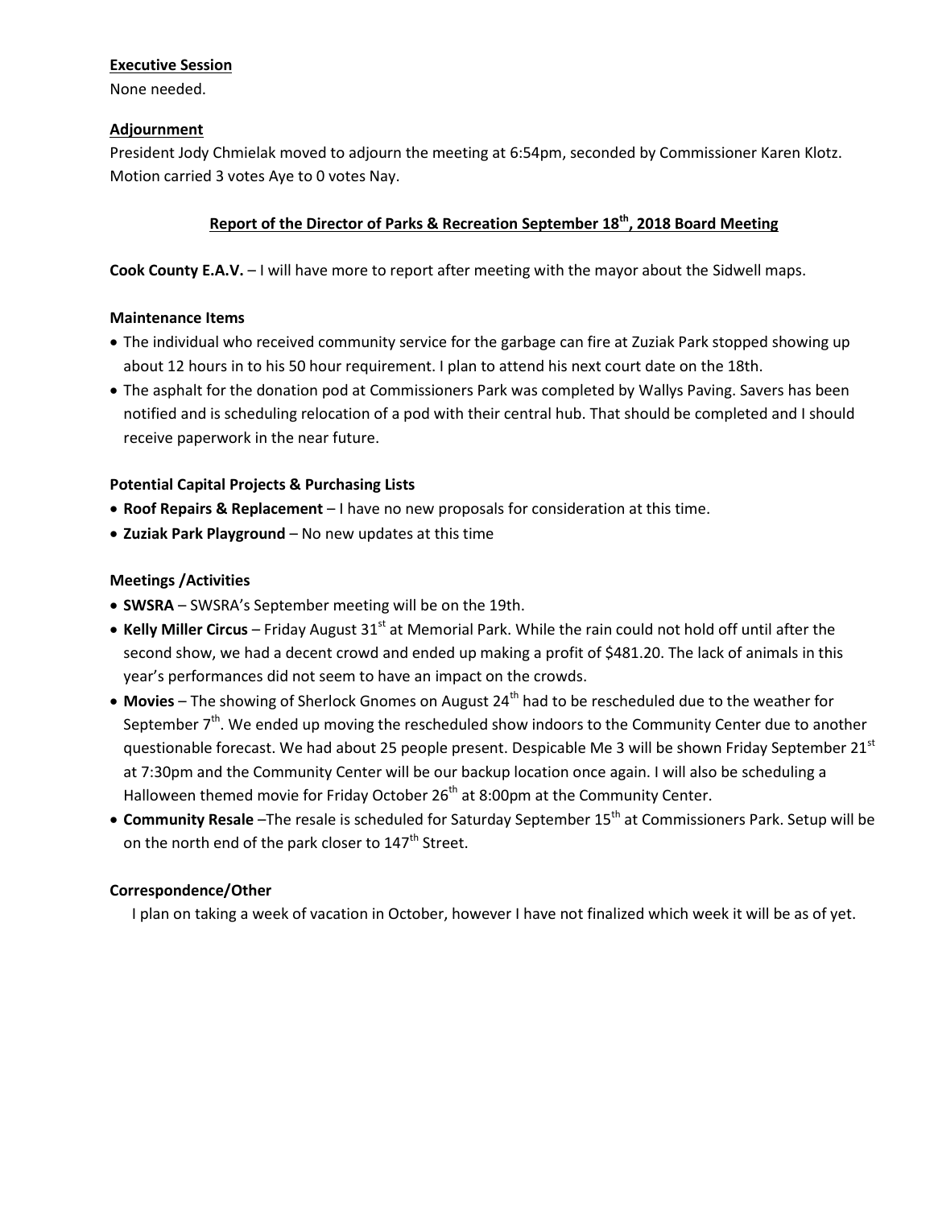**Executive Session**

None needed.

**Adjournment**

President Jody Chmielak moved to adjourn the meeting at 6:54pm, seconded by Commissioner Karen Klotz. Motion carried 3 votes Aye to 0 votes Nay.

## Report of the Director of Parks & Recreation September 18th, 2018 Board Meeting

**Cook County E.A.V.** – I will have more to report after meeting with the mayor about the Sidwell maps.

**Maintenance Items**

- The individual who received community service for the garbage can fire at Zuziak Park stopped showing up about 12 hours in to his 50 hour requirement. I plan to attend his next court date on the 18th.
- The asphalt for the donation pod at Commissioners Park was completed by Wallys Paving. Savers has been notified and is scheduling relocation of a pod with their central hub. That should be completed and I should receive paperwork in the near future.

**Potential Capital Projects & Purchasing Lists**

- **Roof Repairs & Replacement** – I have no new proposals for consideration at this time.
- **Zuziak Park Playground** – No new updates at this time

**Meetings /Activities**

- **SWSRA** – SWSRA's September meeting will be on the 19th.
- **Kelly Miller Circus** – Friday August 31st at Memorial Park. While the rain could not hold off until after the second show, we had a decent crowd and ended up making a profit of $481.20. The lack of animals in this year's performances did not seem to have an impact on the crowds.
- **Movies** – The showing of Sherlock Gnomes on August 24th had to be rescheduled due to the weather for September 7th. We ended up moving the rescheduled show indoors to the Community Center due to another questionable forecast. We had about 25 people present. Despicable Me 3 will be shown Friday September 21st at 7:30pm and the Community Center will be our backup location once again. I will also be scheduling a Halloween themed movie for Friday October 26th at 8:00pm at the Community Center.
- **Community Resale** –The resale is scheduled for Saturday September 15th at Commissioners Park. Setup will be on the north end of the park closer to 147th Street.

**Correspondence/Other**

I plan on taking a week of vacation in October, however I have not finalized which week it will be as of yet.